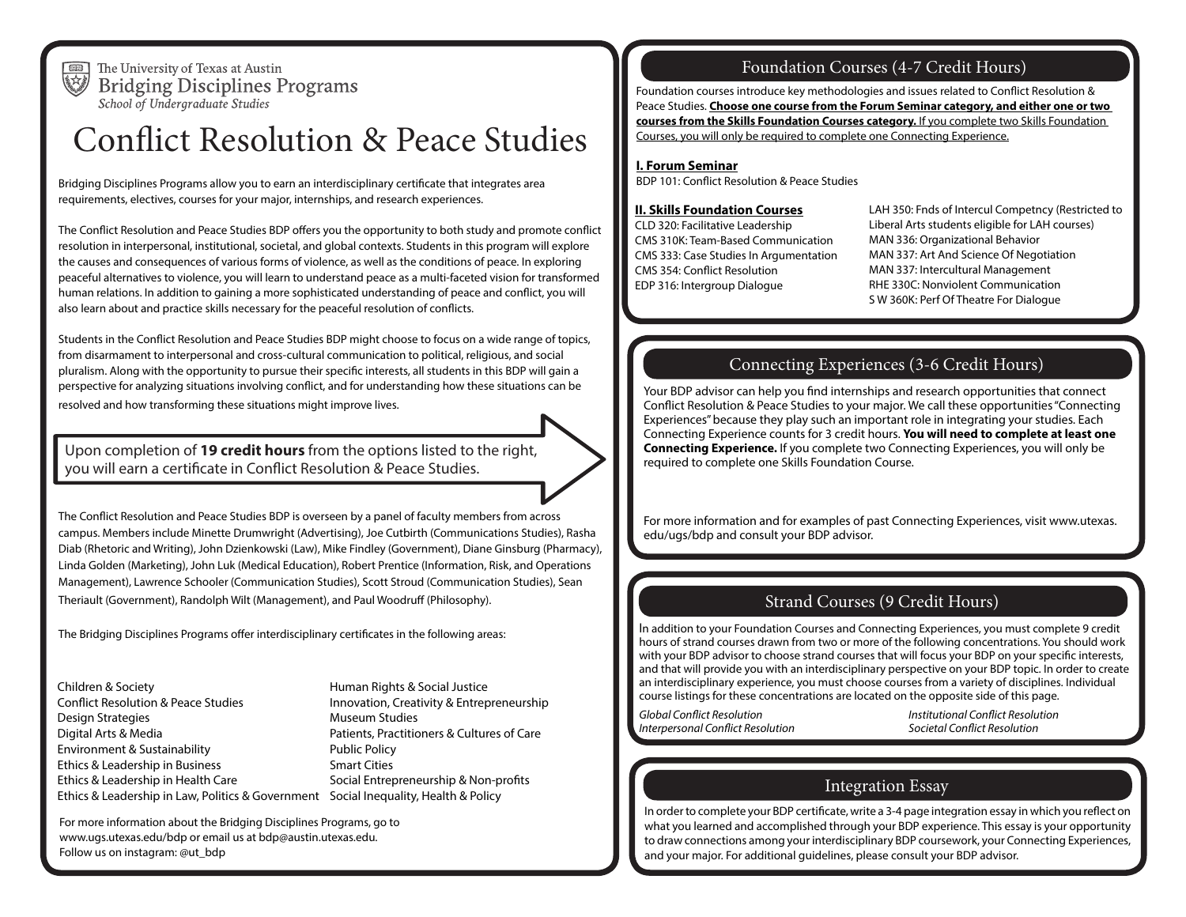The University of Texas at Austin
Bridging Disciplines Programs
*School of Undergraduate Studies*

# Conflict Resolution & Peace Studies

Bridging Disciplines Programs allow you to earn an interdisciplinary certificate that integrates area requirements, electives, courses for your major, internships, and research experiences.

The Conflict Resolution and Peace Studies BDP offers you the opportunity to both study and promote conflict resolution in interpersonal, institutional, societal, and global contexts. Students in this program will explore the causes and consequences of various forms of violence, as well as the conditions of peace. In exploring peaceful alternatives to violence, you will learn to understand peace as a multi-faceted vision for transformed human relations. In addition to gaining a more sophisticated understanding of peace and conflict, you will also learn about and practice skills necessary for the peaceful resolution of conflicts.

Students in the Conflict Resolution and Peace Studies BDP might choose to focus on a wide range of topics, from disarmament to interpersonal and cross-cultural communication to political, religious, and social pluralism. Along with the opportunity to pursue their specific interests, all students in this BDP will gain a perspective for analyzing situations involving conflict, and for understanding how these situations can be resolved and how transforming these situations might improve lives.

Upon completion of **19 credit hours** from the options listed to the right, you will earn a certificate in Conflict Resolution & Peace Studies.

The Conflict Resolution and Peace Studies BDP is overseen by a panel of faculty members from across campus. Members include Minette Drumwright (Advertising), Joe Cutbirth (Communications Studies), Rasha Diab (Rhetoric and Writing), John Dzienkowski (Law), Mike Findley (Government), Diane Ginsburg (Pharmacy), Linda Golden (Marketing), John Luk (Medical Education), Robert Prentice (Information, Risk, and Operations Management), Lawrence Schooler (Communication Studies), Scott Stroud (Communication Studies), Sean Theriault (Government), Randolph Wilt (Management), and Paul Woodruff (Philosophy).

The Bridging Disciplines Programs offer interdisciplinary certificates in the following areas:

- Children & Society
- Conflict Resolution & Peace Studies
- Design Strategies
- Digital Arts & Media
- Environment & Sustainability
- Ethics & Leadership in Business
- Ethics & Leadership in Health Care
- Ethics & Leadership in Law, Politics & Government
- Human Rights & Social Justice
- Innovation, Creativity & Entrepreneurship
- Museum Studies
- Patients, Practitioners & Cultures of Care
- Public Policy
- Smart Cities
- Social Entrepreneurship & Non-profits
- Social Inequality, Health & Policy

For more information about the Bridging Disciplines Programs, go to www.ugs.utexas.edu/bdp or email us at bdp@austin.utexas.edu.
Follow us on instagram: @ut_bdp

## Foundation Courses (4-7 Credit Hours)

Foundation courses introduce key methodologies and issues related to Conflict Resolution & Peace Studies. **Choose one course from the Forum Seminar category, and either one or two courses from the Skills Foundation Courses category.** If you complete two Skills Foundation Courses, you will only be required to complete one Connecting Experience.

**I. Forum Seminar**

BDP 101: Conflict Resolution & Peace Studies

**II. Skills Foundation Courses**

- CLD 320: Facilitative Leadership
- CMS 310K: Team-Based Communication
- CMS 333: Case Studies In Argumentation
- CMS 354: Conflict Resolution
- EDP 316: Intergroup Dialogue
- LAH 350: Fnds of Intercul Competncy (Restricted to Liberal Arts students eligible for LAH courses)
- MAN 336: Organizational Behavior
- MAN 337: Art And Science Of Negotiation
- MAN 337: Intercultural Management
- RHE 330C: Nonviolent Communication
- S W 360K: Perf Of Theatre For Dialogue

## Connecting Experiences (3-6 Credit Hours)

Your BDP advisor can help you find internships and research opportunities that connect Conflict Resolution & Peace Studies to your major. We call these opportunities "Connecting Experiences" because they play such an important role in integrating your studies. Each Connecting Experience counts for 3 credit hours. **You will need to complete at least one Connecting Experience.** If you complete two Connecting Experiences, you will only be required to complete one Skills Foundation Course.

For more information and for examples of past Connecting Experiences, visit www.utexas.edu/ugs/bdp and consult your BDP advisor.

## Strand Courses (9 Credit Hours)

In addition to your Foundation Courses and Connecting Experiences, you must complete 9 credit hours of strand courses drawn from two or more of the following concentrations. You should work with your BDP advisor to choose strand courses that will focus your BDP on your specific interests, and that will provide you with an interdisciplinary perspective on your BDP topic. In order to create an interdisciplinary experience, you must choose courses from a variety of disciplines. Individual course listings for these concentrations are located on the opposite side of this page.

*Global Conflict Resolution*
*Interpersonal Conflict Resolution*
*Institutional Conflict Resolution*
*Societal Conflict Resolution*

## Integration Essay

In order to complete your BDP certificate, write a 3-4 page integration essay in which you reflect on what you learned and accomplished through your BDP experience. This essay is your opportunity to draw connections among your interdisciplinary BDP coursework, your Connecting Experiences, and your major. For additional guidelines, please consult your BDP advisor.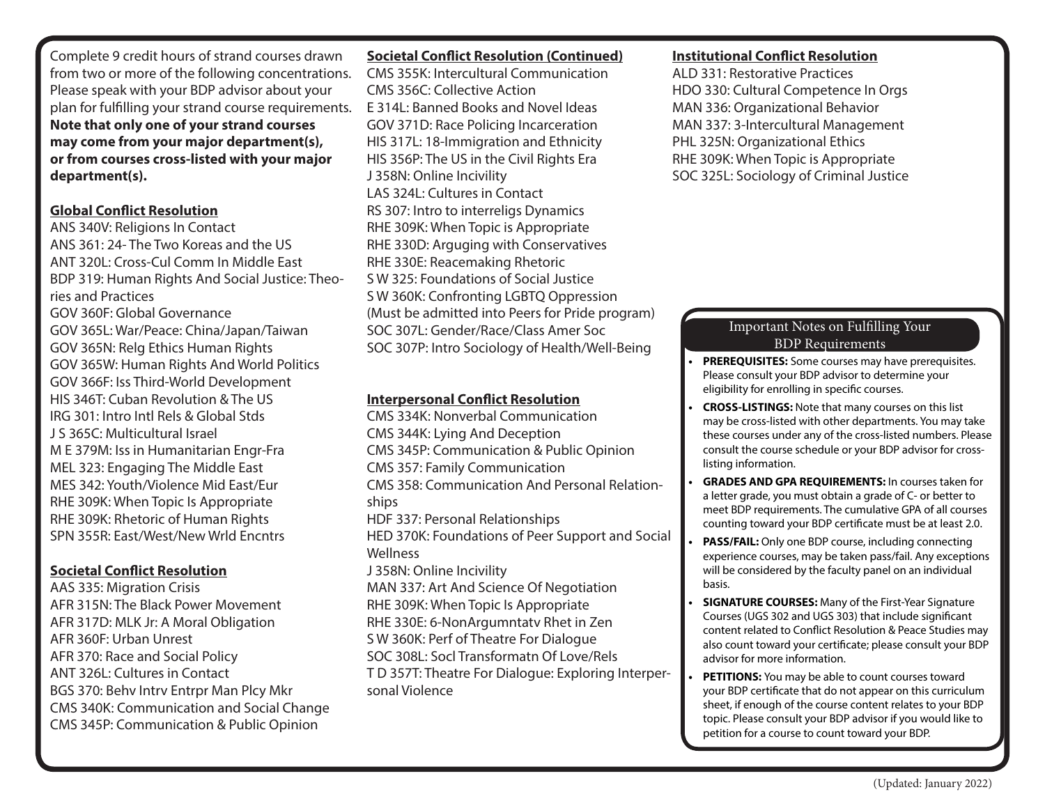Complete 9 credit hours of strand courses drawn from two or more of the following concentrations. Please speak with your BDP advisor about your plan for fulfilling your strand course requirements. **Note that only one of your strand courses may come from your major department(s), or from courses cross-listed with your major department(s).**

**Global Conflict Resolution**

ANS 340V: Religions In Contact
ANS 361: 24- The Two Koreas and the US
ANT 320L: Cross-Cul Comm In Middle East
BDP 319: Human Rights And Social Justice: Theories and Practices
GOV 360F: Global Governance
GOV 365L: War/Peace: China/Japan/Taiwan
GOV 365N: Relg Ethics Human Rights
GOV 365W: Human Rights And World Politics
GOV 366F: Iss Third-World Development
HIS 346T: Cuban Revolution & The US
IRG 301: Intro Intl Rels & Global Stds
J S 365C: Multicultural Israel
M E 379M: Iss in Humanitarian Engr-Fra
MEL 323: Engaging The Middle East
MES 342: Youth/Violence Mid East/Eur
RHE 309K: When Topic Is Appropriate
RHE 309K: Rhetoric of Human Rights
SPN 355R: East/West/New Wrld Encntrs

**Societal Conflict Resolution**

AAS 335: Migration Crisis
AFR 315N: The Black Power Movement
AFR 317D: MLK Jr: A Moral Obligation
AFR 360F: Urban Unrest
AFR 370: Race and Social Policy
ANT 326L: Cultures in Contact
BGS 370: Behv Intrv Entrpr Man Plcy Mkr
CMS 340K: Communication and Social Change
CMS 345P: Communication & Public Opinion

**Societal Conflict Resolution (Continued)**

CMS 355K: Intercultural Communication
CMS 356C: Collective Action
E 314L: Banned Books and Novel Ideas
GOV 371D: Race Policing Incarceration
HIS 317L: 18-Immigration and Ethnicity
HIS 356P: The US in the Civil Rights Era
J 358N: Online Incivility
LAS 324L: Cultures in Contact
RS 307: Intro to interreligs Dynamics
RHE 309K: When Topic is Appropriate
RHE 330D: Arguging with Conservatives
RHE 330E: Reacemaking Rhetoric
S W 325: Foundations of Social Justice
S W 360K: Confronting LGBTQ Oppression (Must be admitted into Peers for Pride program)
SOC 307L: Gender/Race/Class Amer Soc
SOC 307P: Intro Sociology of Health/Well-Being

**Interpersonal Conflict Resolution**

CMS 334K: Nonverbal Communication
CMS 344K: Lying And Deception
CMS 345P: Communication & Public Opinion
CMS 357: Family Communication
CMS 358: Communication And Personal Relationships
HDF 337: Personal Relationships
HED 370K: Foundations of Peer Support and Social Wellness
J 358N: Online Incivility
MAN 337: Art And Science Of Negotiation
RHE 309K: When Topic Is Appropriate
RHE 330E: 6-NonArgumntatv Rhet in Zen
S W 360K: Perf of Theatre For Dialogue
SOC 308L: Socl Transformatn Of Love/Rels
T D 357T: Theatre For Dialogue: Exploring Interpersonal Violence

**Institutional Conflict Resolution**

ALD 331: Restorative Practices
HDO 330: Cultural Competence In Orgs
MAN 336: Organizational Behavior
MAN 337: 3-Intercultural Management
PHL 325N: Organizational Ethics
RHE 309K: When Topic is Appropriate
SOC 325L: Sociology of Criminal Justice

### Important Notes on Fulfilling Your BDP Requirements

- **PREREQUISITES:** Some courses may have prerequisites. Please consult your BDP advisor to determine your eligibility for enrolling in specific courses.
- **CROSS-LISTINGS:** Note that many courses on this list may be cross-listed with other departments. You may take these courses under any of the cross-listed numbers. Please consult the course schedule or your BDP advisor for cross-listing information.
- **GRADES AND GPA REQUIREMENTS:** In courses taken for a letter grade, you must obtain a grade of C- or better to meet BDP requirements. The cumulative GPA of all courses counting toward your BDP certificate must be at least 2.0.
- **PASS/FAIL:** Only one BDP course, including connecting experience courses, may be taken pass/fail. Any exceptions will be considered by the faculty panel on an individual basis.
- **SIGNATURE COURSES:** Many of the First-Year Signature Courses (UGS 302 and UGS 303) that include significant content related to Conflict Resolution & Peace Studies may also count toward your certificate; please consult your BDP advisor for more information.
- **PETITIONS:** You may be able to count courses toward your BDP certificate that do not appear on this curriculum sheet, if enough of the course content relates to your BDP topic. Please consult your BDP advisor if you would like to petition for a course to count toward your BDP.

(Updated: January 2022)